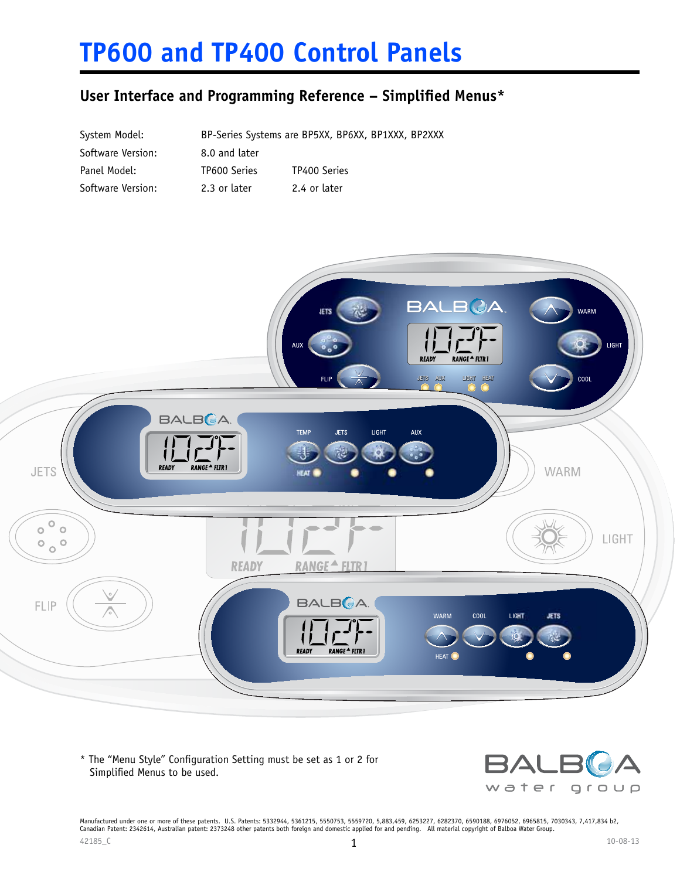# TP600 and TP400 Control Panels

## User Interface and Programming Reference – Simplified Menus*

| | | |
|---|---|---|
| System Model: | BP-Series Systems are BP5XX, BP6XX, BP1XXX, BP2XXX | |
| Software Version: | 8.0 and later | |
| Panel Model: | TP600 Series | TP400 Series |
| Software Version: | 2.3 or later | 2.4 or later |

* The "Menu Style" Configuration Setting must be set as 1 or 2 for Simplified Menus to be used.

Manufactured under one or more of these patents. U.S. Patents: 5332944, 5361215, 5550753, 5559720, 5,883,459, 6253227, 6282370, 6590188, 6976052, 6965815, 7030343, 7,417,834 b2, Canadian Patent: 2342614, Australian patent: 2373248 other patents both foreign and domestic applied for and pending. All material copyright of Balboa Water Group.

42185_C 10-08-13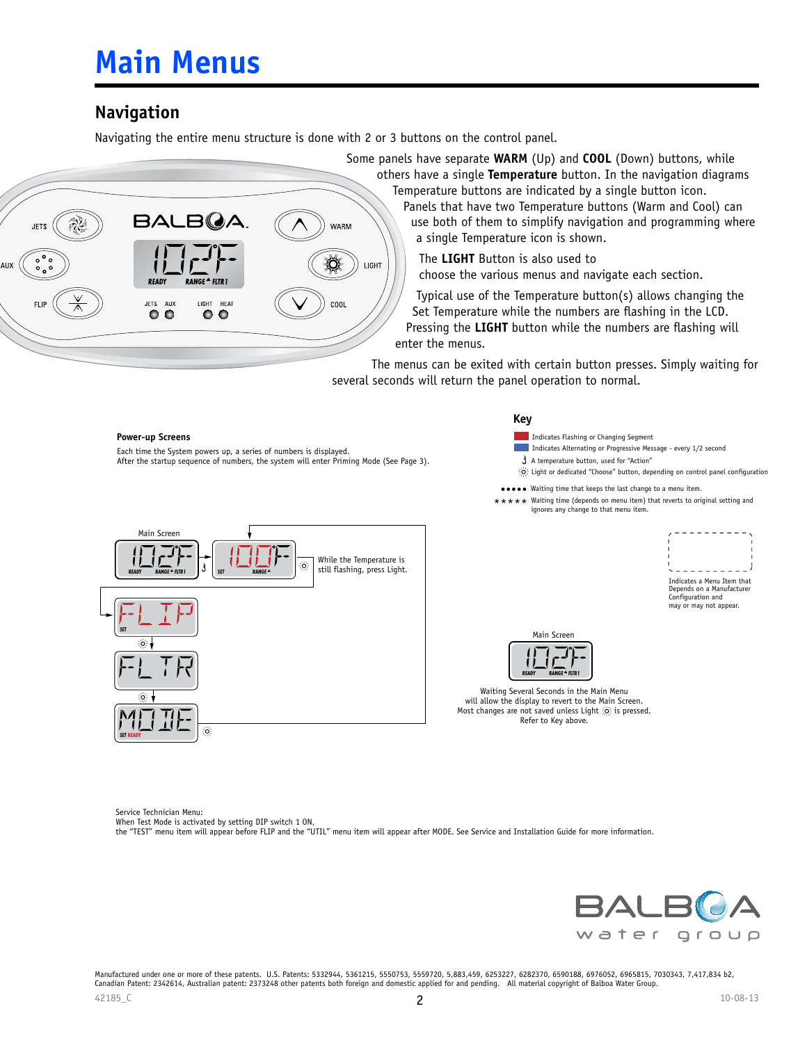# Main Menus

## Navigation

Navigating the entire menu structure is done with 2 or 3 buttons on the control panel.

Some panels have separate **WARM** (Up) and **COOL** (Down) buttons, while others have a single **Temperature** button. In the navigation diagrams Temperature buttons are indicated by a single button icon. Panels that have two Temperature buttons (Warm and Cool) can use both of them to simplify navigation and programming where a single Temperature icon is shown.

The **LIGHT** Button is also used to choose the various menus and navigate each section.

Typical use of the Temperature button(s) allows changing the Set Temperature while the numbers are flashing in the LCD. Pressing the **LIGHT** button while the numbers are flashing will enter the menus.

The menus can be exited with certain button presses. Simply waiting for several seconds will return the panel operation to normal.

### Power-up Screens

Each time the System powers up, a series of numbers is displayed.
After the startup sequence of numbers, the system will enter Priming Mode (See Page 3).

### Key

- Indicates Flashing or Changing Segment
- Indicates Alternating or Progressive Message - every 1/2 second
- A temperature button, used for "Action"
- Light or dedicated "Choose" button, depending on control panel configuration
- ●●●●● Waiting time that keeps the last change to a menu item.
- ★★★★★ Waiting time (depends on menu item) that reverts to original setting and ignores any change to that menu item.
- Indicates a Menu Item that Depends on a Manufacturer Configuration and may or may not appear.

Main Screen

While the Temperature is still flashing, press Light.

FLIP → FLTR → MODE

Main Screen

Waiting Several Seconds in the Main Menu will allow the display to revert to the Main Screen.
Most changes are not saved unless Light is pressed.
Refer to Key above.

Service Technician Menu:
When Test Mode is activated by setting DIP switch 1 ON,
the "TEST" menu item will appear before FLIP and the "UTIL" menu item will appear after MODE. See Service and Installation Guide for more information.

Manufactured under one or more of these patents. U.S. Patents: 5332944, 5361215, 5550753, 5559720, 5,883,459, 6253227, 6282370, 6590188, 6976052, 6965815, 7030343, 7,417,834 b2, Canadian Patent: 2342614, Australian patent: 2373248 other patents both foreign and domestic applied for and pending. All material copyright of Balboa Water Group.

42185_C 10-08-13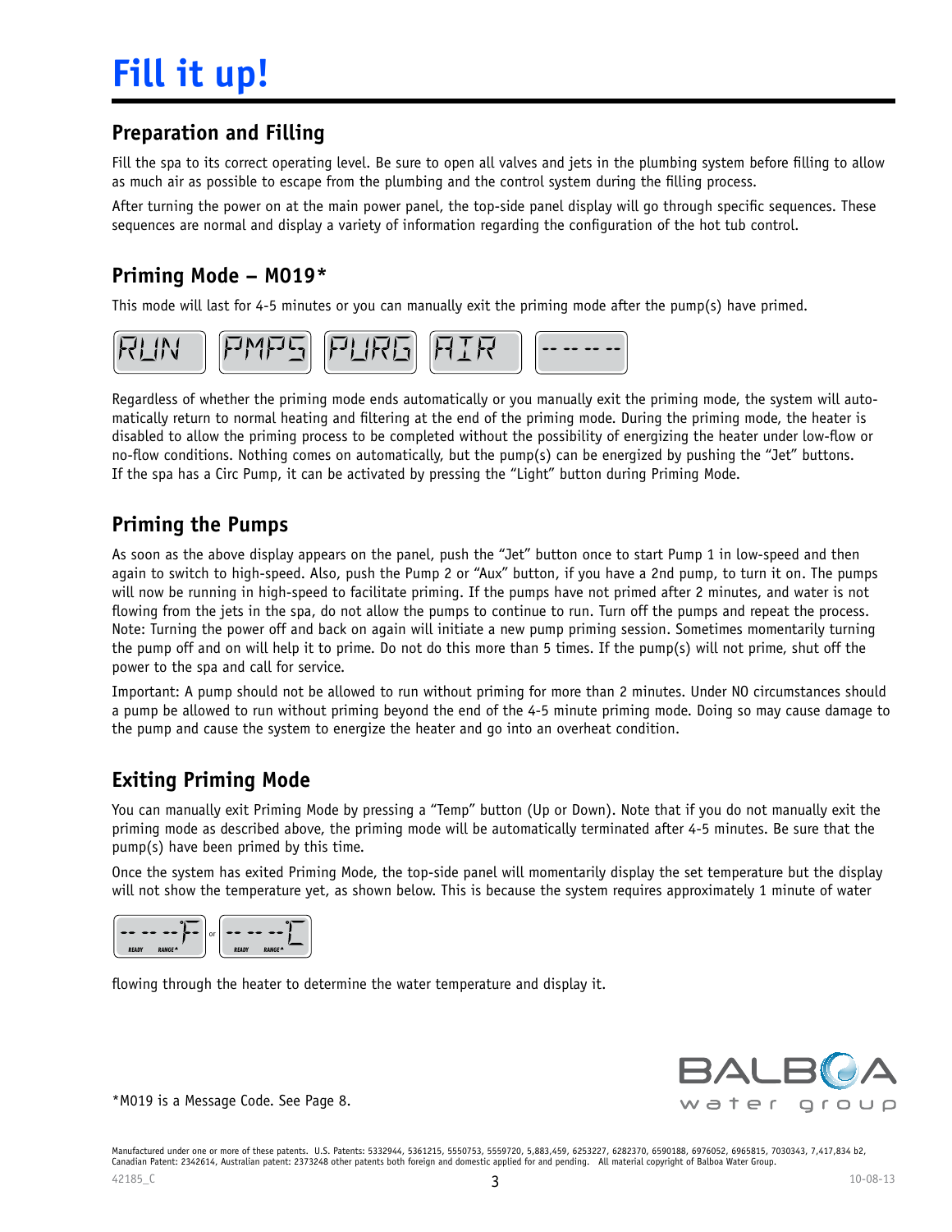# Fill it up!

## Preparation and Filling

Fill the spa to its correct operating level. Be sure to open all valves and jets in the plumbing system before filling to allow as much air as possible to escape from the plumbing and the control system during the filling process.

After turning the power on at the main power panel, the top-side panel display will go through specific sequences. These sequences are normal and display a variety of information regarding the configuration of the hot tub control.

## Priming Mode – M019*

This mode will last for 4-5 minutes or you can manually exit the priming mode after the pump(s) have primed.

RUN PMPS PURG AIR ------

Regardless of whether the priming mode ends automatically or you manually exit the priming mode, the system will automatically return to normal heating and filtering at the end of the priming mode. During the priming mode, the heater is disabled to allow the priming process to be completed without the possibility of energizing the heater under low-flow or no-flow conditions. Nothing comes on automatically, but the pump(s) can be energized by pushing the "Jet" buttons. If the spa has a Circ Pump, it can be activated by pressing the "Light" button during Priming Mode.

## Priming the Pumps

As soon as the above display appears on the panel, push the "Jet" button once to start Pump 1 in low-speed and then again to switch to high-speed. Also, push the Pump 2 or "Aux" button, if you have a 2nd pump, to turn it on. The pumps will now be running in high-speed to facilitate priming. If the pumps have not primed after 2 minutes, and water is not flowing from the jets in the spa, do not allow the pumps to continue to run. Turn off the pumps and repeat the process. Note: Turning the power off and back on again will initiate a new pump priming session. Sometimes momentarily turning the pump off and on will help it to prime. Do not do this more than 5 times. If the pump(s) will not prime, shut off the power to the spa and call for service.

Important: A pump should not be allowed to run without priming for more than 2 minutes. Under NO circumstances should a pump be allowed to run without priming beyond the end of the 4-5 minute priming mode. Doing so may cause damage to the pump and cause the system to energize the heater and go into an overheat condition.

## Exiting Priming Mode

You can manually exit Priming Mode by pressing a "Temp" button (Up or Down). Note that if you do not manually exit the priming mode as described above, the priming mode will be automatically terminated after 4-5 minutes. Be sure that the pump(s) have been primed by this time.

Once the system has exited Priming Mode, the top-side panel will momentarily display the set temperature but the display will not show the temperature yet, as shown below. This is because the system requires approximately 1 minute of water flowing through the heater to determine the water temperature and display it.

------°F READY RANGE or ------°C READY RANGE

*M019 is a Message Code. See Page 8.

Manufactured under one or more of these patents. U.S. Patents: 5332944, 5361215, 5550753, 5559720, 5,883,459, 6253227, 6282370, 6590188, 6976052, 6965815, 7030343, 7,417,834 b2, Canadian Patent: 2342614, Australian patent: 2373248 other patents both foreign and domestic applied for and pending. All material copyright of Balboa Water Group.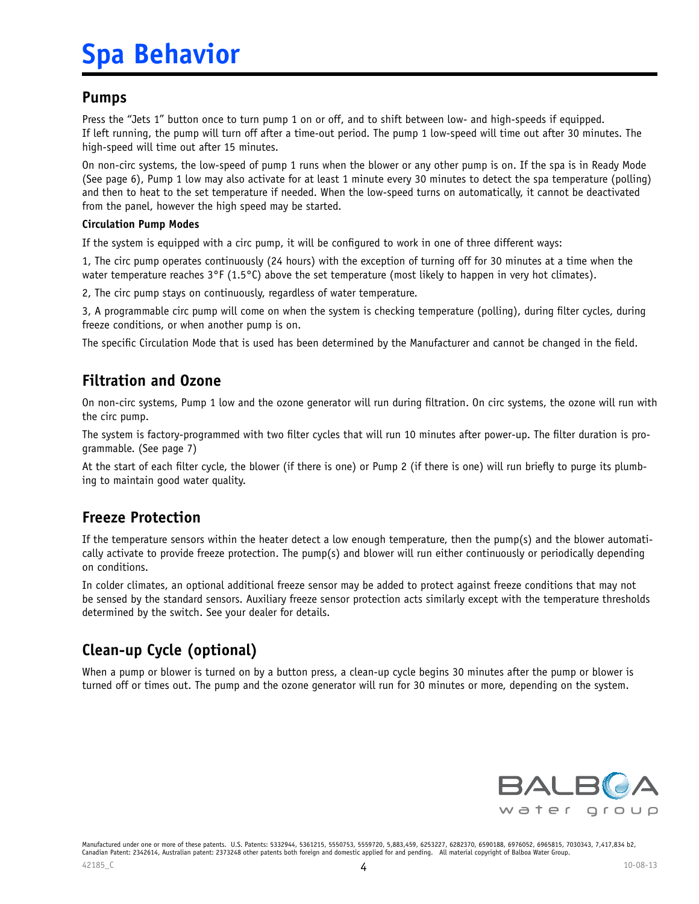# Spa Behavior

## Pumps

Press the "Jets 1" button once to turn pump 1 on or off, and to shift between low- and high-speeds if equipped. If left running, the pump will turn off after a time-out period. The pump 1 low-speed will time out after 30 minutes. The high-speed will time out after 15 minutes.

On non-circ systems, the low-speed of pump 1 runs when the blower or any other pump is on. If the spa is in Ready Mode (See page 6), Pump 1 low may also activate for at least 1 minute every 30 minutes to detect the spa temperature (polling) and then to heat to the set temperature if needed. When the low-speed turns on automatically, it cannot be deactivated from the panel, however the high speed may be started.

### Circulation Pump Modes

If the system is equipped with a circ pump, it will be configured to work in one of three different ways:

1, The circ pump operates continuously (24 hours) with the exception of turning off for 30 minutes at a time when the water temperature reaches 3°F (1.5°C) above the set temperature (most likely to happen in very hot climates).

2, The circ pump stays on continuously, regardless of water temperature.

3, A programmable circ pump will come on when the system is checking temperature (polling), during filter cycles, during freeze conditions, or when another pump is on.

The specific Circulation Mode that is used has been determined by the Manufacturer and cannot be changed in the field.

## Filtration and Ozone

On non-circ systems, Pump 1 low and the ozone generator will run during filtration. On circ systems, the ozone will run with the circ pump.

The system is factory-programmed with two filter cycles that will run 10 minutes after power-up. The filter duration is programmable. (See page 7)

At the start of each filter cycle, the blower (if there is one) or Pump 2 (if there is one) will run briefly to purge its plumbing to maintain good water quality.

## Freeze Protection

If the temperature sensors within the heater detect a low enough temperature, then the pump(s) and the blower automatically activate to provide freeze protection. The pump(s) and blower will run either continuously or periodically depending on conditions.

In colder climates, an optional additional freeze sensor may be added to protect against freeze conditions that may not be sensed by the standard sensors. Auxiliary freeze sensor protection acts similarly except with the temperature thresholds determined by the switch. See your dealer for details.

## Clean-up Cycle (optional)

When a pump or blower is turned on by a button press, a clean-up cycle begins 30 minutes after the pump or blower is turned off or times out. The pump and the ozone generator will run for 30 minutes or more, depending on the system.

Manufactured under one or more of these patents. U.S. Patents: 5332944, 5361215, 5550753, 5559720, 5,883,459, 6253227, 6282370, 6590188, 6976052, 6965815, 7030343, 7,417,834 b2, Canadian Patent: 2342614, Australian patent: 2373248 other patents both foreign and domestic applied for and pending. All material copyright of Balboa Water Group.

42185_C 10-08-13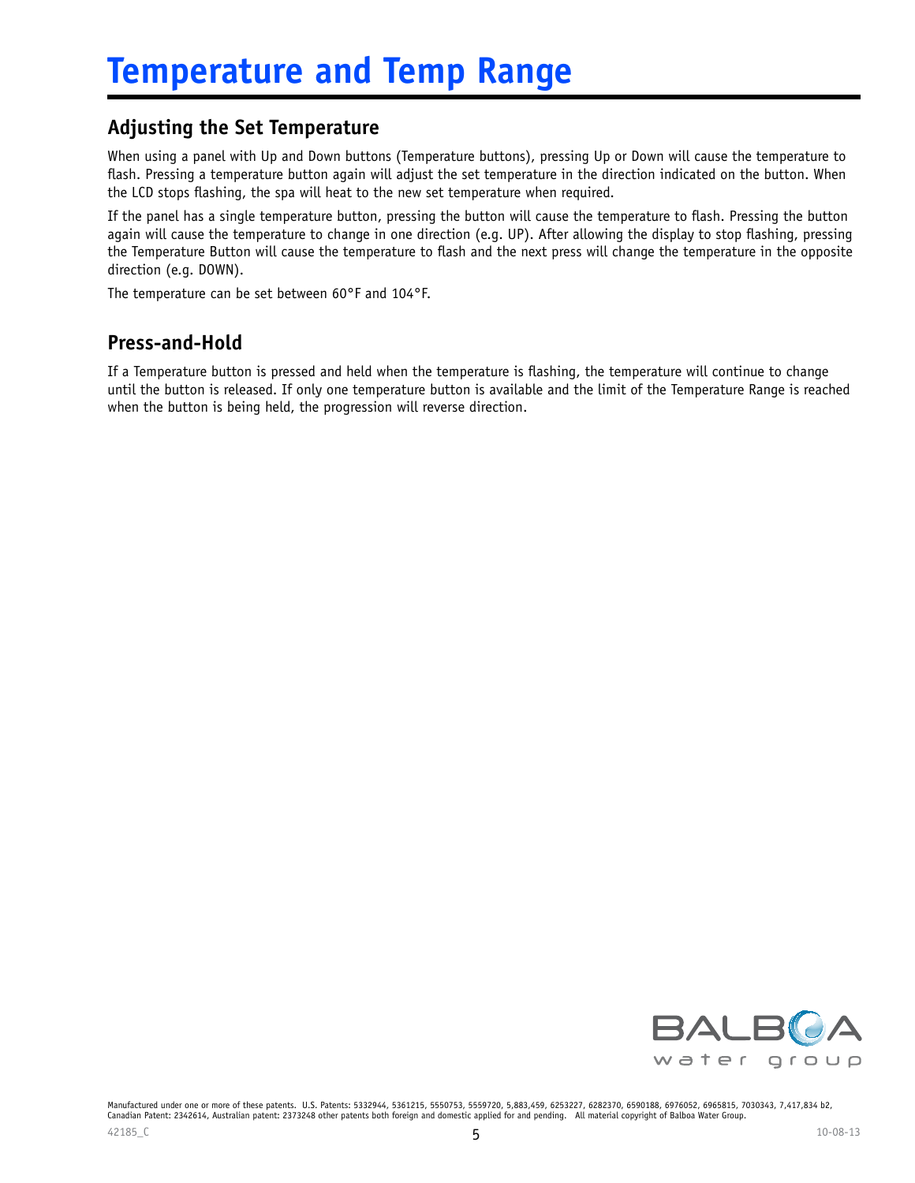# Temperature and Temp Range

## Adjusting the Set Temperature

When using a panel with Up and Down buttons (Temperature buttons), pressing Up or Down will cause the temperature to flash. Pressing a temperature button again will adjust the set temperature in the direction indicated on the button. When the LCD stops flashing, the spa will heat to the new set temperature when required.

If the panel has a single temperature button, pressing the button will cause the temperature to flash. Pressing the button again will cause the temperature to change in one direction (e.g. UP). After allowing the display to stop flashing, pressing the Temperature Button will cause the temperature to flash and the next press will change the temperature in the opposite direction (e.g. DOWN).

The temperature can be set between 60°F and 104°F.

## Press-and-Hold

If a Temperature button is pressed and held when the temperature is flashing, the temperature will continue to change until the button is released. If only one temperature button is available and the limit of the Temperature Range is reached when the button is being held, the progression will reverse direction.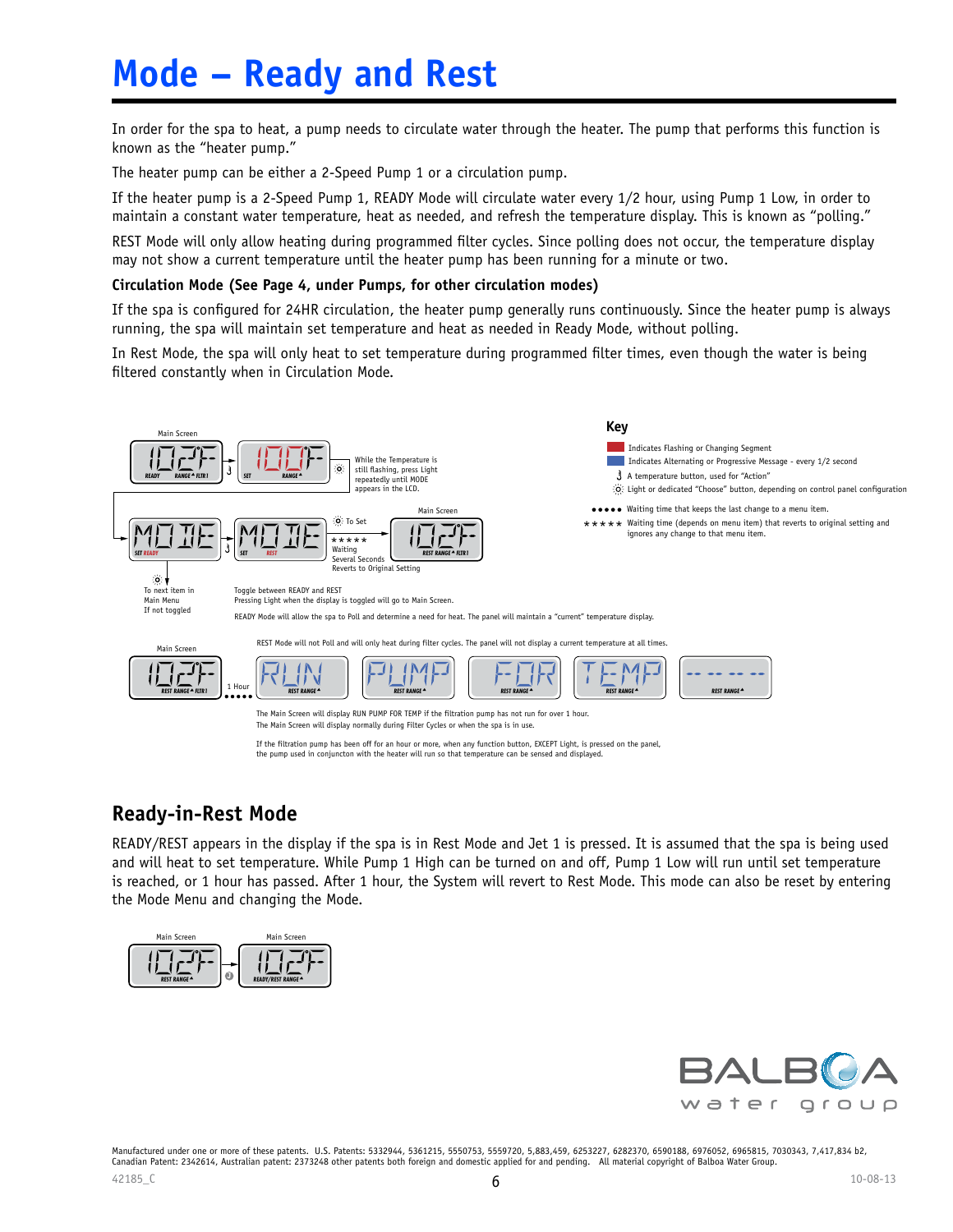# Mode – Ready and Rest

In order for the spa to heat, a pump needs to circulate water through the heater. The pump that performs this function is known as the "heater pump."

The heater pump can be either a 2-Speed Pump 1 or a circulation pump.

If the heater pump is a 2-Speed Pump 1, READY Mode will circulate water every 1/2 hour, using Pump 1 Low, in order to maintain a constant water temperature, heat as needed, and refresh the temperature display. This is known as "polling."

REST Mode will only allow heating during programmed filter cycles. Since polling does not occur, the temperature display may not show a current temperature until the heater pump has been running for a minute or two.

**Circulation Mode (See Page 4, under Pumps, for other circulation modes)**

If the spa is configured for 24HR circulation, the heater pump generally runs continuously. Since the heater pump is always running, the spa will maintain set temperature and heat as needed in Ready Mode, without polling.

In Rest Mode, the spa will only heat to set temperature during programmed filter times, even though the water is being filtered constantly when in Circulation Mode.

Main Screen

While the Temperature is still flashing, press Light repeatedly until MODE appears in the LCD.

To Set

Waiting Several Seconds Reverts to Original Setting

To next item in Main Menu If not toggled

Toggle between READY and REST
Pressing Light when the display is toggled will go to Main Screen.

READY Mode will allow the spa to Poll and determine a need for heat. The panel will maintain a "current" temperature display.

REST Mode will not Poll and will only heat during filter cycles. The panel will not display a current temperature at all times.

1 Hour

The Main Screen will display RUN PUMP FOR TEMP if the filtration pump has not run for over 1 hour.
The Main Screen will display normally during Filter Cycles or when the spa is in use.

If the filtration pump has been off for an hour or more, when any function button, EXCEPT Light, is pressed on the panel, the pump used in conjunction with the heater will run so that temperature can be sensed and displayed.

**Key**

- Indicates Flashing or Changing Segment
- Indicates Alternating or Progressive Message - every 1/2 second
- A temperature button, used for "Action"
- Light or dedicated "Choose" button, depending on control panel configuration
- ●●●●● Waiting time that keeps the last change to a menu item.
- ★★★★★ Waiting time (depends on menu item) that reverts to original setting and ignores any change to that menu item.

## Ready-in-Rest Mode

READY/REST appears in the display if the spa is in Rest Mode and Jet 1 is pressed. It is assumed that the spa is being used and will heat to set temperature. While Pump 1 High can be turned on and off, Pump 1 Low will run until set temperature is reached, or 1 hour has passed. After 1 hour, the System will revert to Rest Mode. This mode can also be reset by entering the Mode Menu and changing the Mode.

Main Screen    Main Screen

Manufactured under one or more of these patents. U.S. Patents: 5332944, 5361215, 5550753, 5559720, 5,883,459, 6253227, 6282370, 6590188, 6976052, 6965815, 7030343, 7,417,834 b2, Canadian Patent: 2342614, Australian patent: 2373248 other patents both foreign and domestic applied for and pending. All material copyright of Balboa Water Group.

42185_C    10-08-13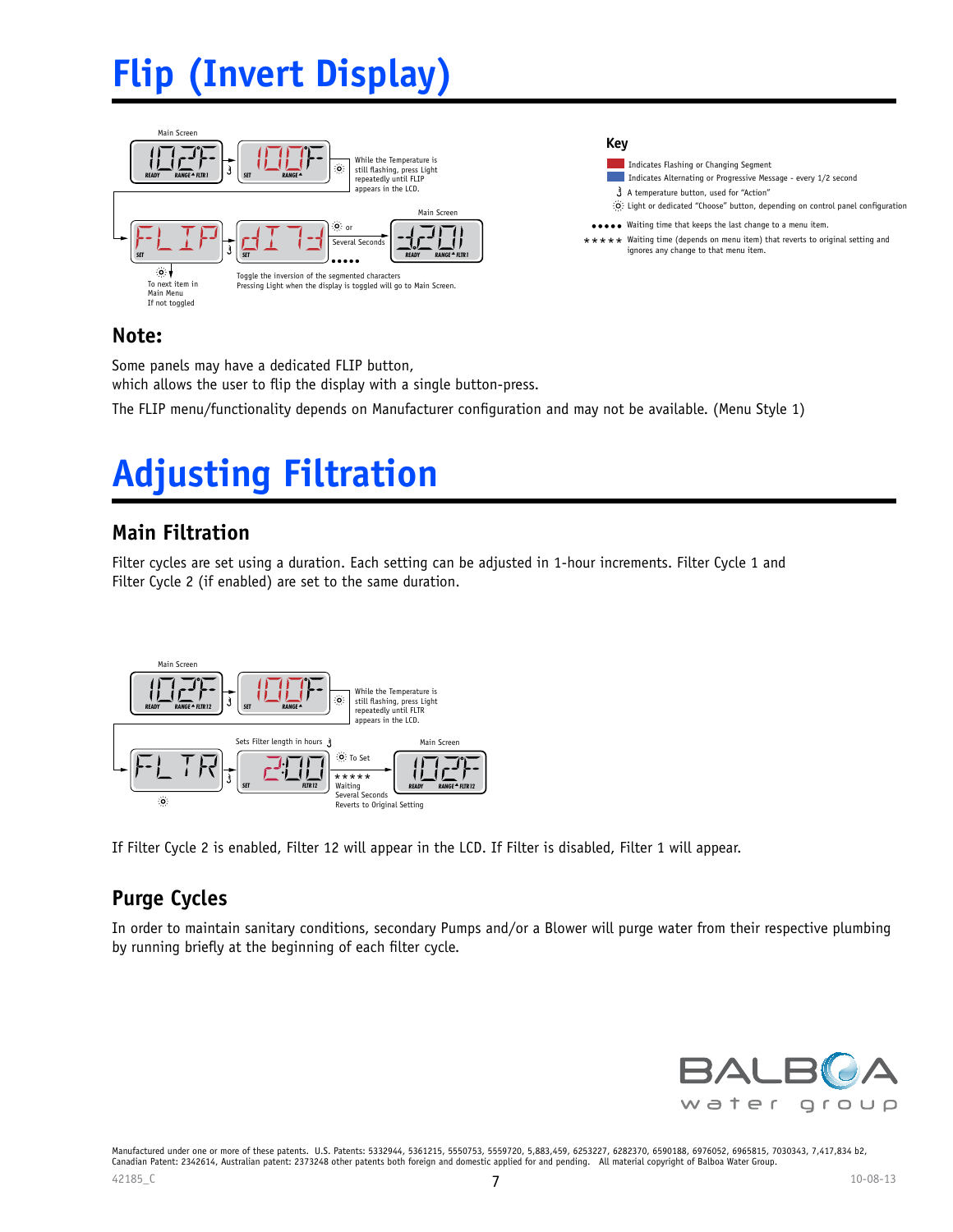# Flip (Invert Display)

Main Screen

While the Temperature is still flashing, press Light repeatedly until FLIP appears in the LCD.

or Several Seconds

Main Screen

Toggle the inversion of the segmented characters
Pressing Light when the display is toggled will go to Main Screen.

To next item in Main Menu If not toggled

**Key**

- Indicates Flashing or Changing Segment
- Indicates Alternating or Progressive Message - every 1/2 second
- A temperature button, used for "Action"
- Light or dedicated "Choose" button, depending on control panel configuration
- ••••• Waiting time that keeps the last change to a menu item.
- ***** Waiting time (depends on menu item) that reverts to original setting and ignores any change to that menu item.

## Note:

Some panels may have a dedicated FLIP button,
which allows the user to flip the display with a single button-press.

The FLIP menu/functionality depends on Manufacturer configuration and may not be available. (Menu Style 1)

# Adjusting Filtration

## Main Filtration

Filter cycles are set using a duration. Each setting can be adjusted in 1-hour increments. Filter Cycle 1 and Filter Cycle 2 (if enabled) are set to the same duration.

Main Screen

While the Temperature is still flashing, press Light repeatedly until FLTR appears in the LCD.

Sets Filter length in hours

To Set

Main Screen

***** Waiting Several Seconds Reverts to Original Setting

If Filter Cycle 2 is enabled, Filter 12 will appear in the LCD. If Filter is disabled, Filter 1 will appear.

## Purge Cycles

In order to maintain sanitary conditions, secondary Pumps and/or a Blower will purge water from their respective plumbing by running briefly at the beginning of each filter cycle.

Manufactured under one or more of these patents. U.S. Patents: 5332944, 5361215, 5550753, 5559720, 5,883,459, 6253227, 6282370, 6590188, 6976052, 6965815, 7030343, 7,417,834 b2, Canadian Patent: 2342614, Australian patent: 2373248 other patents both foreign and domestic applied for and pending. All material copyright of Balboa Water Group.

42185_C 10-08-13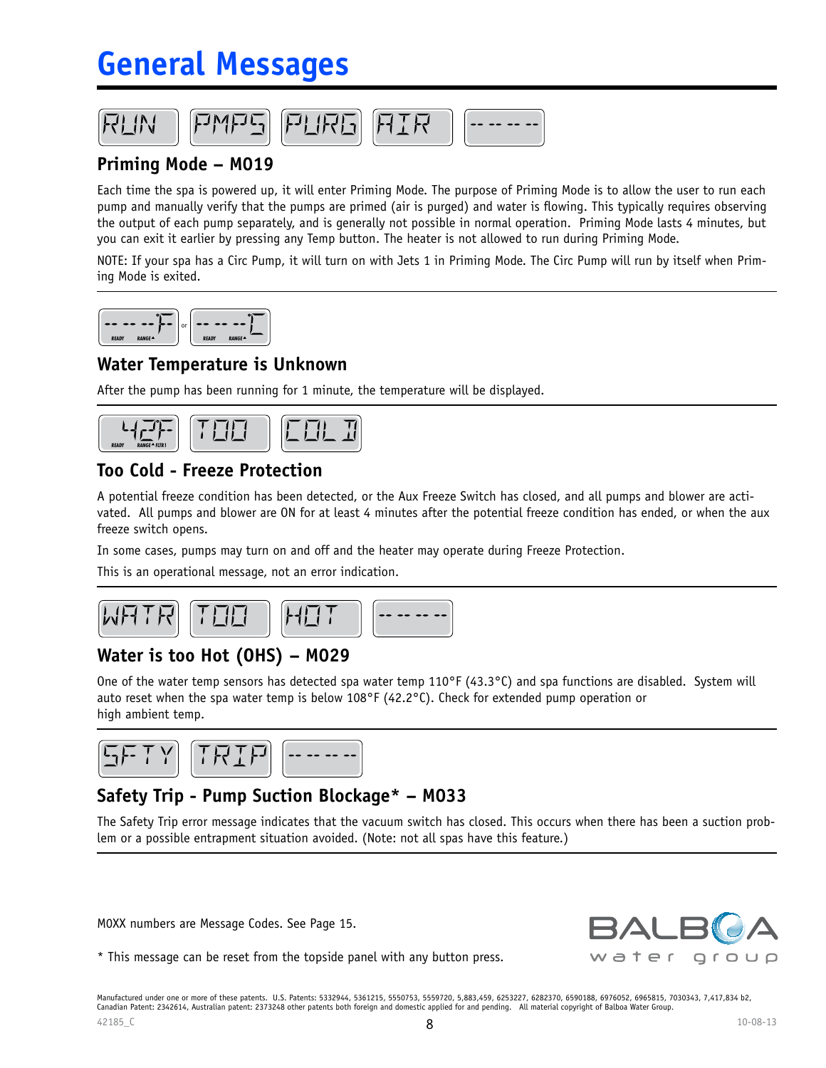# General Messages

RUN PMPS PURG AIR -----

## Priming Mode – M019

Each time the spa is powered up, it will enter Priming Mode. The purpose of Priming Mode is to allow the user to run each pump and manually verify that the pumps are primed (air is purged) and water is flowing. This typically requires observing the output of each pump separately, and is generally not possible in normal operation. Priming Mode lasts 4 minutes, but you can exit it earlier by pressing any Temp button. The heater is not allowed to run during Priming Mode.

NOTE: If your spa has a Circ Pump, it will turn on with Jets 1 in Priming Mode. The Circ Pump will run by itself when Priming Mode is exited.

---

----°F or ----°C

## Water Temperature is Unknown

After the pump has been running for 1 minute, the temperature will be displayed.

---

42F TOO COLD

## Too Cold - Freeze Protection

A potential freeze condition has been detected, or the Aux Freeze Switch has closed, and all pumps and blower are activated. All pumps and blower are ON for at least 4 minutes after the potential freeze condition has ended, or when the aux freeze switch opens.

In some cases, pumps may turn on and off and the heater may operate during Freeze Protection.

This is an operational message, not an error indication.

---

WATR TOO HOT -----

## Water is too Hot (OHS) – M029

One of the water temp sensors has detected spa water temp 110°F (43.3°C) and spa functions are disabled. System will auto reset when the spa water temp is below 108°F (42.2°C). Check for extended pump operation or high ambient temp.

---

SFTY TRIP -----

## Safety Trip - Pump Suction Blockage* – M033

The Safety Trip error message indicates that the vacuum switch has closed. This occurs when there has been a suction problem or a possible entrapment situation avoided. (Note: not all spas have this feature.)

---

M0XX numbers are Message Codes. See Page 15.

* This message can be reset from the topside panel with any button press.

BALBOA water group

Manufactured under one or more of these patents. U.S. Patents: 5332944, 5361215, 5550753, 5559720, 5,883,459, 6253227, 6282370, 6590188, 6976052, 6965815, 7030343, 7,417,834 b2, Canadian Patent: 2342614, Australian patent: 2373248 other patents both foreign and domestic applied for and pending. All material copyright of Balboa Water Group.

42185_C 10-08-13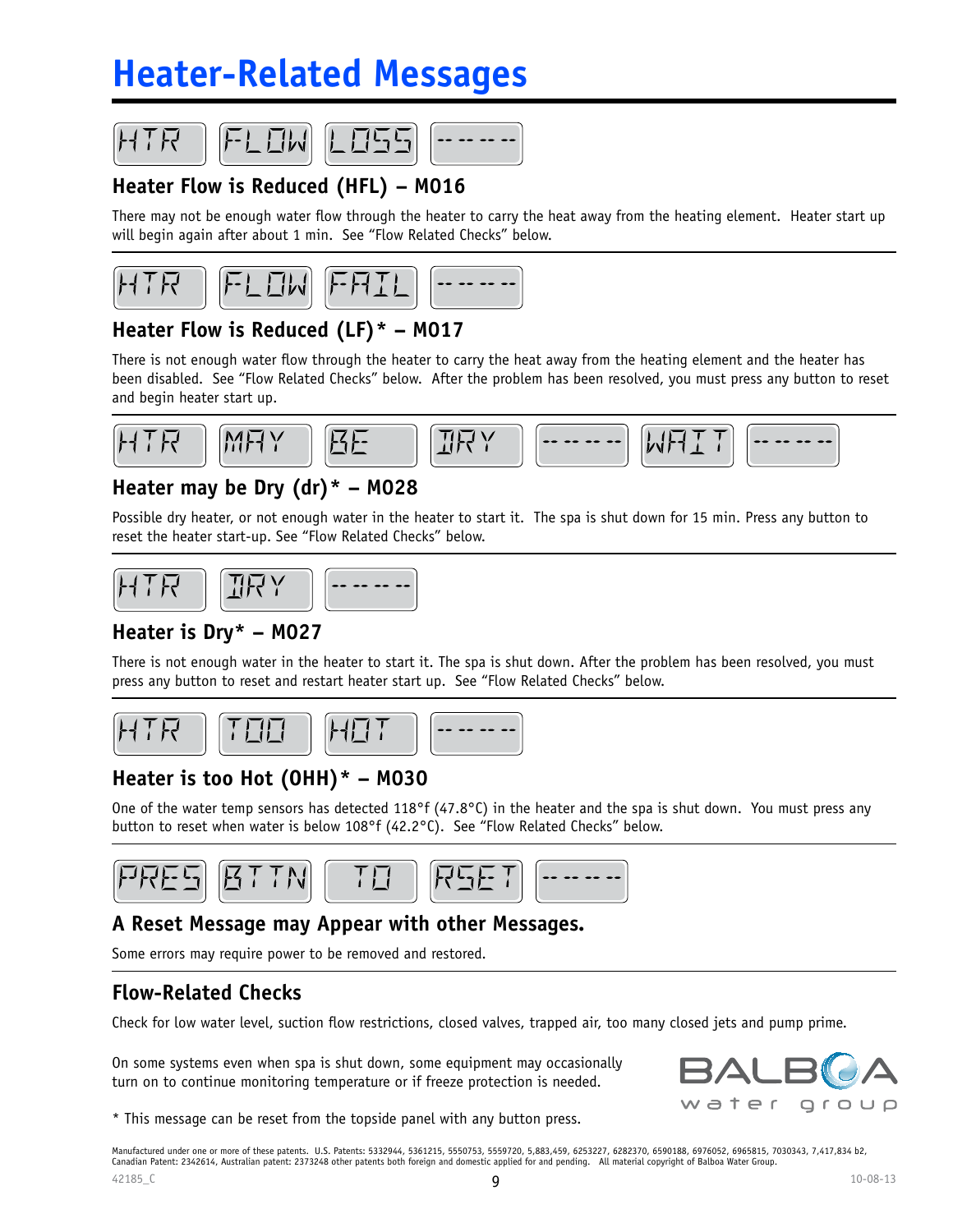# Heater-Related Messages

HTR FLOW LOSS -----

### Heater Flow is Reduced (HFL) – M016

There may not be enough water flow through the heater to carry the heat away from the heating element. Heater start up will begin again after about 1 min. See "Flow Related Checks" below.

HTR FLOW FAIL -----

### Heater Flow is Reduced (LF)* – M017

There is not enough water flow through the heater to carry the heat away from the heating element and the heater has been disabled. See "Flow Related Checks" below. After the problem has been resolved, you must press any button to reset and begin heater start up.

HTR MAY BE DRY ----- WAIT -----

### Heater may be Dry (dr)* – M028

Possible dry heater, or not enough water in the heater to start it. The spa is shut down for 15 min. Press any button to reset the heater start-up. See "Flow Related Checks" below.

HTR DRY -----

### Heater is Dry* – M027

There is not enough water in the heater to start it. The spa is shut down. After the problem has been resolved, you must press any button to reset and restart heater start up. See "Flow Related Checks" below.

HTR TOO HOT -----

### Heater is too Hot (OHH)* – M030

One of the water temp sensors has detected 118°f (47.8°C) in the heater and the spa is shut down. You must press any button to reset when water is below 108°f (42.2°C). See "Flow Related Checks" below.

PRES BTTN TO RSET -----

### A Reset Message may Appear with other Messages.

Some errors may require power to be removed and restored.

## Flow-Related Checks

Check for low water level, suction flow restrictions, closed valves, trapped air, too many closed jets and pump prime.

On some systems even when spa is shut down, some equipment may occasionally turn on to continue monitoring temperature or if freeze protection is needed.

BALBOA water group

* This message can be reset from the topside panel with any button press.

Manufactured under one or more of these patents. U.S. Patents: 5332944, 5361215, 5550753, 5559720, 5,883,459, 6253227, 6282370, 6590188, 6976052, 6965815, 7030343, 7,417,834 b2, Canadian Patent: 2342614, Australian patent: 2373248 other patents both foreign and domestic applied for and pending. All material copyright of Balboa Water Group.

42185_C 10-08-13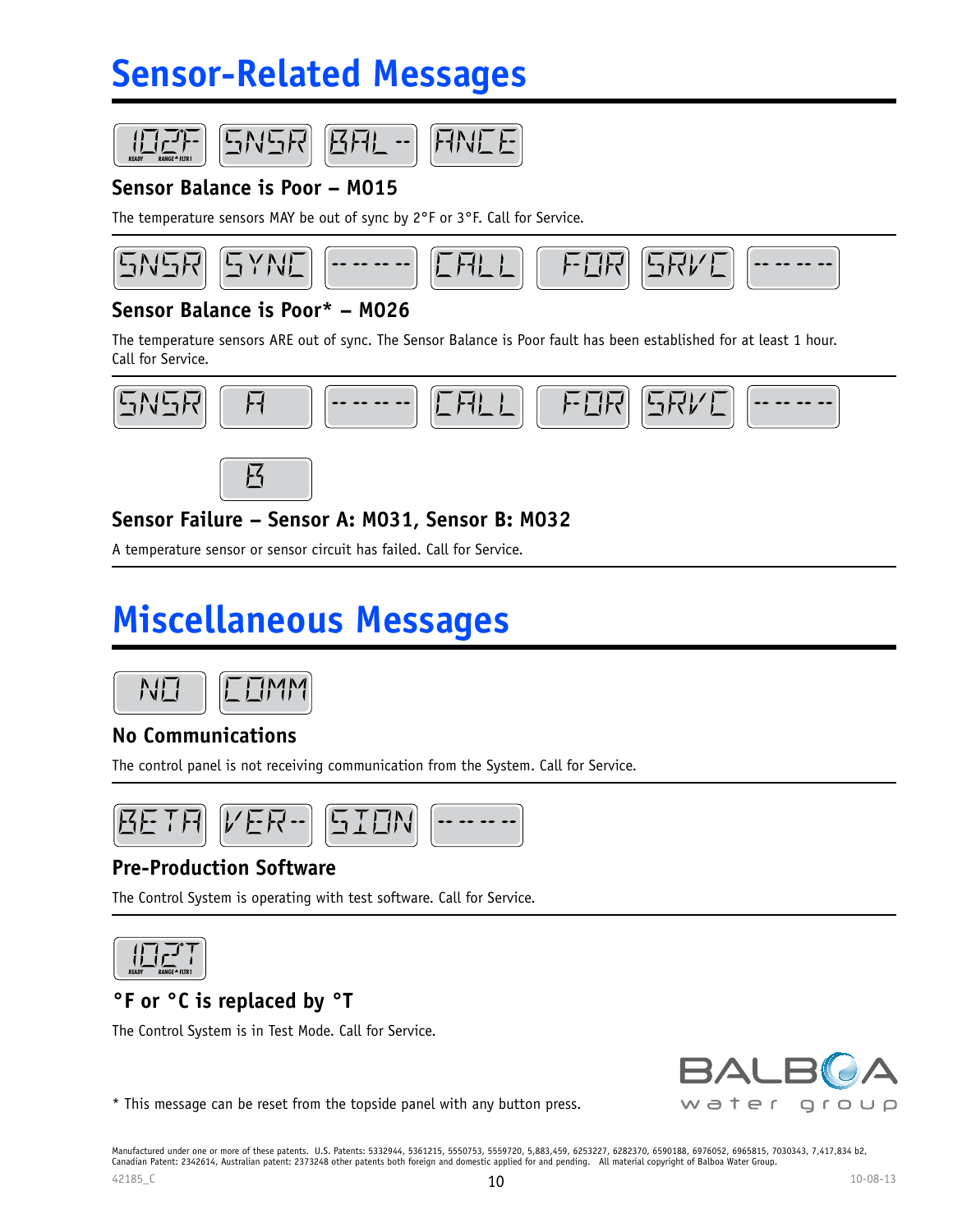# Sensor-Related Messages

102F SNSR BAL-- ANCE

### Sensor Balance is Poor – M015

The temperature sensors MAY be out of sync by 2°F or 3°F. Call for Service.

SNSR SYNC ----- CALL FOR SRVC -----

### Sensor Balance is Poor* – M026

The temperature sensors ARE out of sync. The Sensor Balance is Poor fault has been established for at least 1 hour. Call for Service.

SNSR A ----- CALL FOR SRVC -----

B

### Sensor Failure – Sensor A: M031, Sensor B: M032

A temperature sensor or sensor circuit has failed. Call for Service.

# Miscellaneous Messages

NO COMM

### No Communications

The control panel is not receiving communication from the System. Call for Service.

BETA VER-- SION -----

### Pre-Production Software

The Control System is operating with test software. Call for Service.

102°T

### °F or °C is replaced by °T

The Control System is in Test Mode. Call for Service.

* This message can be reset from the topside panel with any button press.

BALBOA water group

Manufactured under one or more of these patents. U.S. Patents: 5332944, 5361215, 5550753, 5559720, 5,883,459, 6253227, 6282370, 6590188, 6976052, 6965815, 7030343, 7,417,834 b2, Canadian Patent: 2342614, Australian patent: 2373248 other patents both foreign and domestic applied for and pending. All material copyright of Balboa Water Group.

42185_C

10-08-13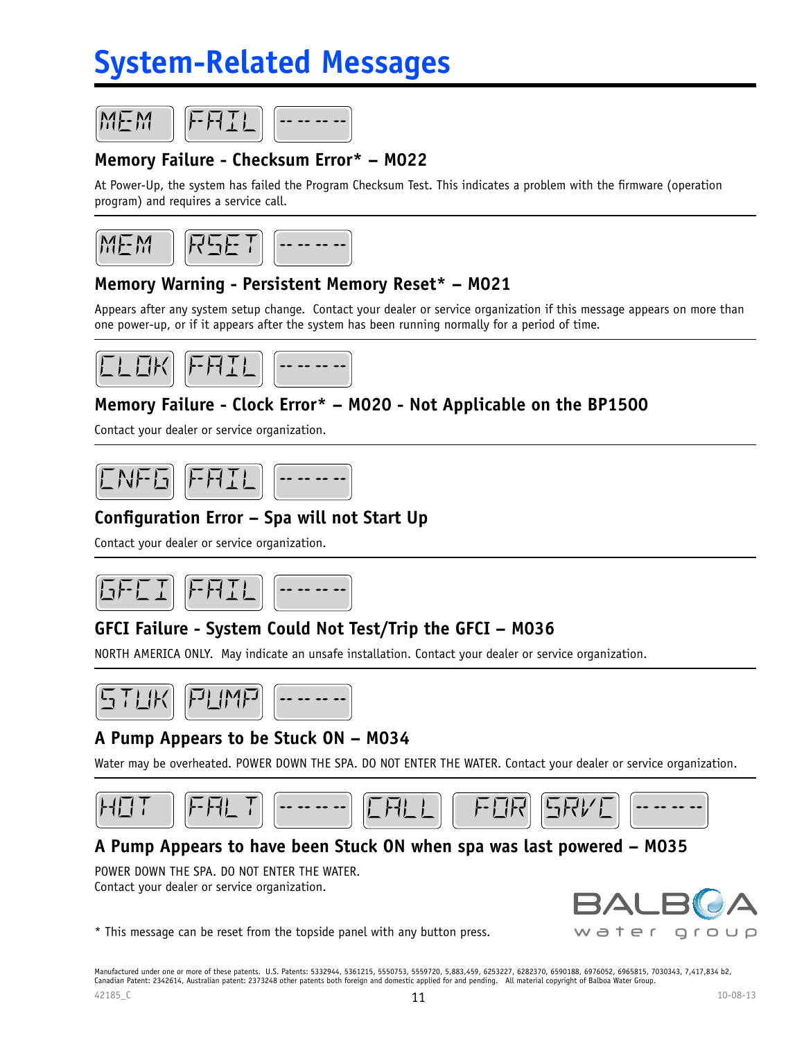# System-Related Messages

MEM FAIL -----

### Memory Failure - Checksum Error* – M022

At Power-Up, the system has failed the Program Checksum Test. This indicates a problem with the firmware (operation program) and requires a service call.

MEM RSET -----

### Memory Warning - Persistent Memory Reset* – M021

Appears after any system setup change. Contact your dealer or service organization if this message appears on more than one power-up, or if it appears after the system has been running normally for a period of time.

CLOK FAIL -----

### Memory Failure - Clock Error* – M020 - Not Applicable on the BP1500

Contact your dealer or service organization.

CNFG FAIL -----

### Configuration Error – Spa will not Start Up

Contact your dealer or service organization.

GFCI FAIL -----

### GFCI Failure - System Could Not Test/Trip the GFCI – M036

NORTH AMERICA ONLY. May indicate an unsafe installation. Contact your dealer or service organization.

STUK PUMP -----

### A Pump Appears to be Stuck ON – M034

Water may be overheated. POWER DOWN THE SPA. DO NOT ENTER THE WATER. Contact your dealer or service organization.

HOT FALT ----- CALL FOR SRVC -----

### A Pump Appears to have been Stuck ON when spa was last powered – M035

POWER DOWN THE SPA. DO NOT ENTER THE WATER.
Contact your dealer or service organization.

* This message can be reset from the topside panel with any button press.

BALBOA water group

Manufactured under one or more of these patents. U.S. Patents: 5332944, 5361215, 5550753, 5559720, 5,883,459, 6253227, 6282370, 6590188, 6976052, 6965815, 7030343, 7,417,834 b2, Canadian Patent: 2342614, Australian patent: 2373248 other patents both foreign and domestic applied for and pending. All material copyright of Balboa Water Group.

42185_C 10-08-13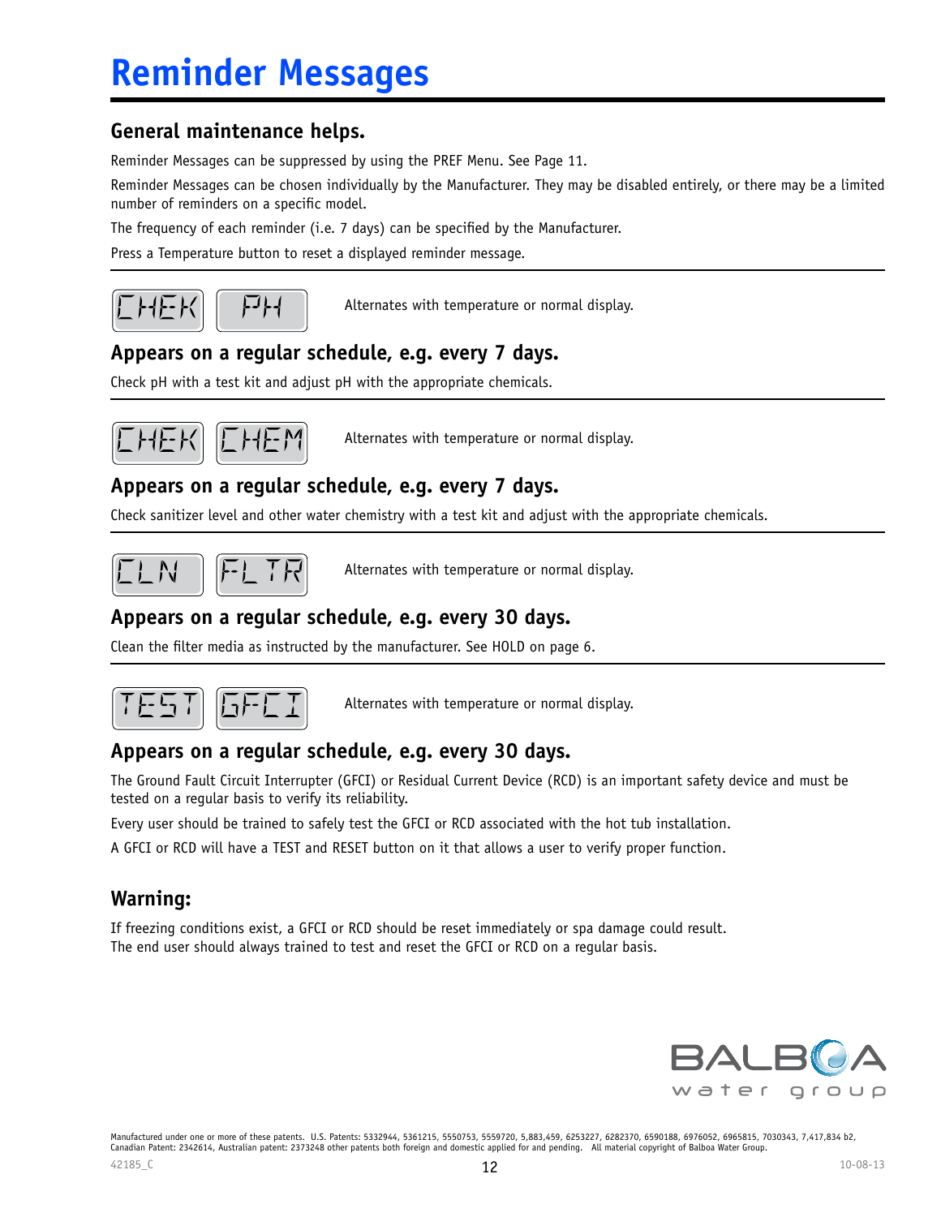# Reminder Messages

## General maintenance helps.

Reminder Messages can be suppressed by using the PREF Menu. See Page 11.

Reminder Messages can be chosen individually by the Manufacturer. They may be disabled entirely, or there may be a limited number of reminders on a specific model.

The frequency of each reminder (i.e. 7 days) can be specified by the Manufacturer.

Press a Temperature button to reset a displayed reminder message.

---

CHEK PH

Alternates with temperature or normal display.

## Appears on a regular schedule, e.g. every 7 days.

Check pH with a test kit and adjust pH with the appropriate chemicals.

---

CHEK CHEM

Alternates with temperature or normal display.

## Appears on a regular schedule, e.g. every 7 days.

Check sanitizer level and other water chemistry with a test kit and adjust with the appropriate chemicals.

---

CLN FLTR

Alternates with temperature or normal display.

## Appears on a regular schedule, e.g. every 30 days.

Clean the filter media as instructed by the manufacturer. See HOLD on page 6.

---

TEST GFCI

Alternates with temperature or normal display.

## Appears on a regular schedule, e.g. every 30 days.

The Ground Fault Circuit Interrupter (GFCI) or Residual Current Device (RCD) is an important safety device and must be tested on a regular basis to verify its reliability.

Every user should be trained to safely test the GFCI or RCD associated with the hot tub installation.

A GFCI or RCD will have a TEST and RESET button on it that allows a user to verify proper function.

## Warning:

If freezing conditions exist, a GFCI or RCD should be reset immediately or spa damage could result.
The end user should always trained to test and reset the GFCI or RCD on a regular basis.

BALBOA water group

Manufactured under one or more of these patents. U.S. Patents: 5332944, 5361215, 5550753, 5559720, 5,883,459, 6253227, 6282370, 6590188, 6976052, 6965815, 7030343, 7,417,834 b2, Canadian Patent: 2342614, Australian patent: 2373248 other patents both foreign and domestic applied for and pending. All material copyright of Balboa Water Group.

42185_C 10-08-13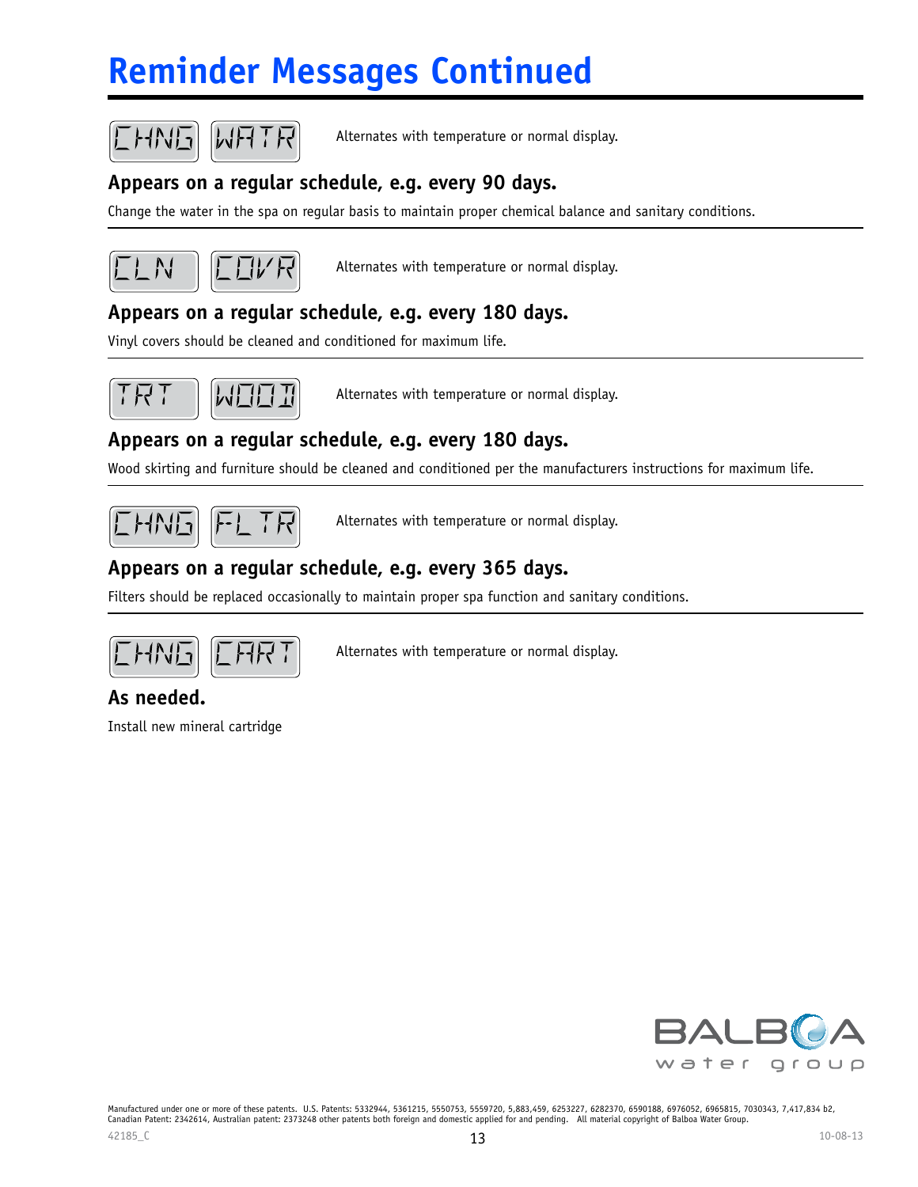# Reminder Messages Continued

CHNG WATR

Alternates with temperature or normal display.

### Appears on a regular schedule, e.g. every 90 days.

Change the water in the spa on regular basis to maintain proper chemical balance and sanitary conditions.

---

CLN COVR

Alternates with temperature or normal display.

### Appears on a regular schedule, e.g. every 180 days.

Vinyl covers should be cleaned and conditioned for maximum life.

---

TRT WOOD

Alternates with temperature or normal display.

### Appears on a regular schedule, e.g. every 180 days.

Wood skirting and furniture should be cleaned and conditioned per the manufacturers instructions for maximum life.

---

CHNG FLTR

Alternates with temperature or normal display.

### Appears on a regular schedule, e.g. every 365 days.

Filters should be replaced occasionally to maintain proper spa function and sanitary conditions.

---

CHNG CART

Alternates with temperature or normal display.

### As needed.

Install new mineral cartridge

Manufactured under one or more of these patents. U.S. Patents: 5332944, 5361215, 5550753, 5559720, 5,883,459, 6253227, 6282370, 6590188, 6976052, 6965815, 7030343, 7,417,834 b2, Canadian Patent: 2342614, Australian patent: 2373248 other patents both foreign and domestic applied for and pending. All material copyright of Balboa Water Group.

42185_C

10-08-13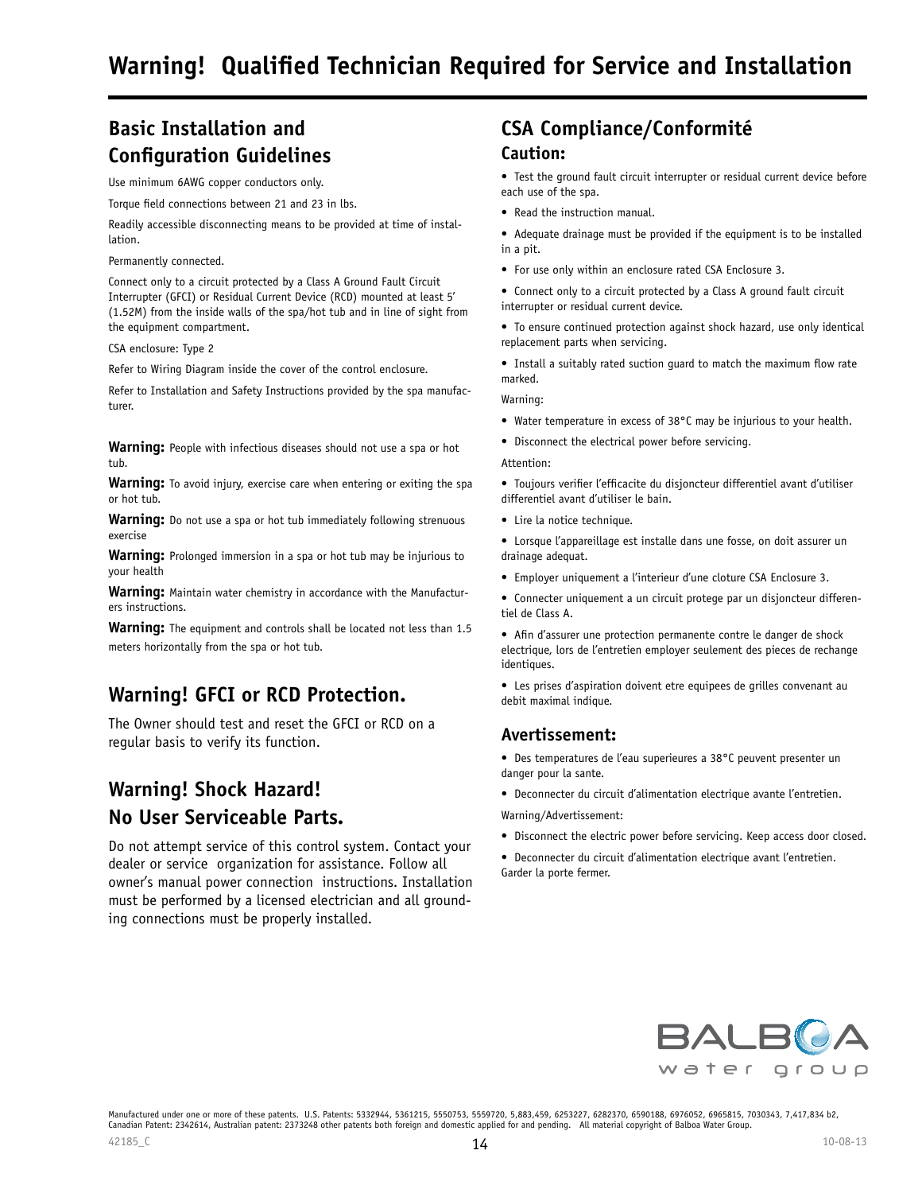# Warning! Qualified Technician Required for Service and Installation

## Basic Installation and Configuration Guidelines

Use minimum 6AWG copper conductors only.

Torque field connections between 21 and 23 in lbs.

Readily accessible disconnecting means to be provided at time of installation.

Permanently connected.

Connect only to a circuit protected by a Class A Ground Fault Circuit Interrupter (GFCI) or Residual Current Device (RCD) mounted at least 5' (1.52M) from the inside walls of the spa/hot tub and in line of sight from the equipment compartment.

CSA enclosure: Type 2

Refer to Wiring Diagram inside the cover of the control enclosure.

Refer to Installation and Safety Instructions provided by the spa manufacturer.

**Warning:** People with infectious diseases should not use a spa or hot tub.

**Warning:** To avoid injury, exercise care when entering or exiting the spa or hot tub.

**Warning:** Do not use a spa or hot tub immediately following strenuous exercise

**Warning:** Prolonged immersion in a spa or hot tub may be injurious to your health

**Warning:** Maintain water chemistry in accordance with the Manufacturers instructions.

**Warning:** The equipment and controls shall be located not less than 1.5 meters horizontally from the spa or hot tub.

## Warning! GFCI or RCD Protection.

The Owner should test and reset the GFCI or RCD on a regular basis to verify its function.

## Warning! Shock Hazard! No User Serviceable Parts.

Do not attempt service of this control system. Contact your dealer or service organization for assistance. Follow all owner's manual power connection instructions. Installation must be performed by a licensed electrician and all grounding connections must be properly installed.

## CSA Compliance/Conformité

### Caution:

- Test the ground fault circuit interrupter or residual current device before each use of the spa.
- Read the instruction manual.
- Adequate drainage must be provided if the equipment is to be installed in a pit.
- For use only within an enclosure rated CSA Enclosure 3.
- Connect only to a circuit protected by a Class A ground fault circuit interrupter or residual current device.
- To ensure continued protection against shock hazard, use only identical replacement parts when servicing.
- Install a suitably rated suction guard to match the maximum flow rate marked.

Warning:

- Water temperature in excess of 38°C may be injurious to your health.
- Disconnect the electrical power before servicing.

Attention:

- Toujours verifier l'efficacite du disjoncteur differentiel avant d'utiliser differentiel avant d'utiliser le bain.
- Lire la notice technique.
- Lorsque l'appareillage est installe dans une fosse, on doit assurer un drainage adequat.
- Employer uniquement a l'interieur d'une cloture CSA Enclosure 3.
- Connecter uniquement a un circuit protege par un disjoncteur differentiel de Class A.
- Afin d'assurer une protection permanente contre le danger de shock electrique, lors de l'entretien employer seulement des pieces de rechange identiques.
- Les prises d'aspiration doivent etre equipees de grilles convenant au debit maximal indique.

### Avertissement:

- Des temperatures de l'eau superieures a 38°C peuvent presenter un danger pour la sante.
- Deconnecter du circuit d'alimentation electrique avante l'entretien.

Warning/Advertissement:

- Disconnect the electric power before servicing. Keep access door closed.
- Deconnecter du circuit d'alimentation electrique avant l'entretien. Garder la porte fermer.

BALBOA water group

Manufactured under one or more of these patents. U.S. Patents: 5332944, 5361215, 5550753, 5559720, 5,883,459, 6253227, 6282370, 6590188, 6976052, 6965815, 7030343, 7,417,834 b2, Canadian Patent: 2342614, Australian patent: 2373248 other patents both foreign and domestic applied for and pending. All material copyright of Balboa Water Group.

42185_C 10-08-13